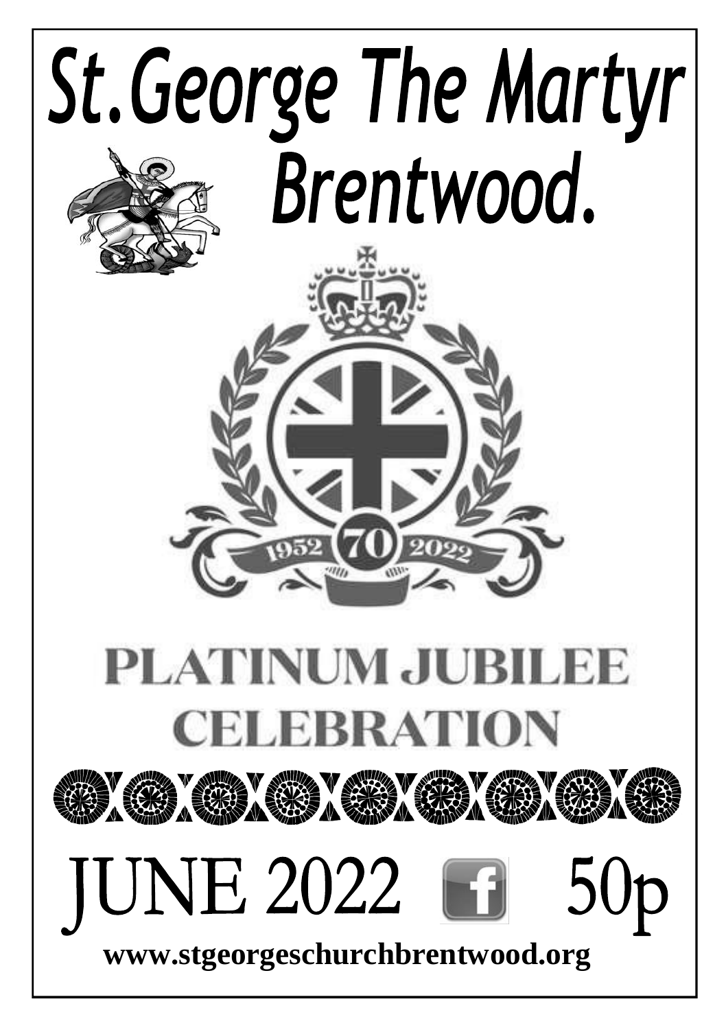# St.George The Martyr Brentwood.

1952 70 2022

# PLATINUM JUBILEE CELEBRATION

## JUNE 2022 50p

**www.stgeorgeschurchbrentwood.org**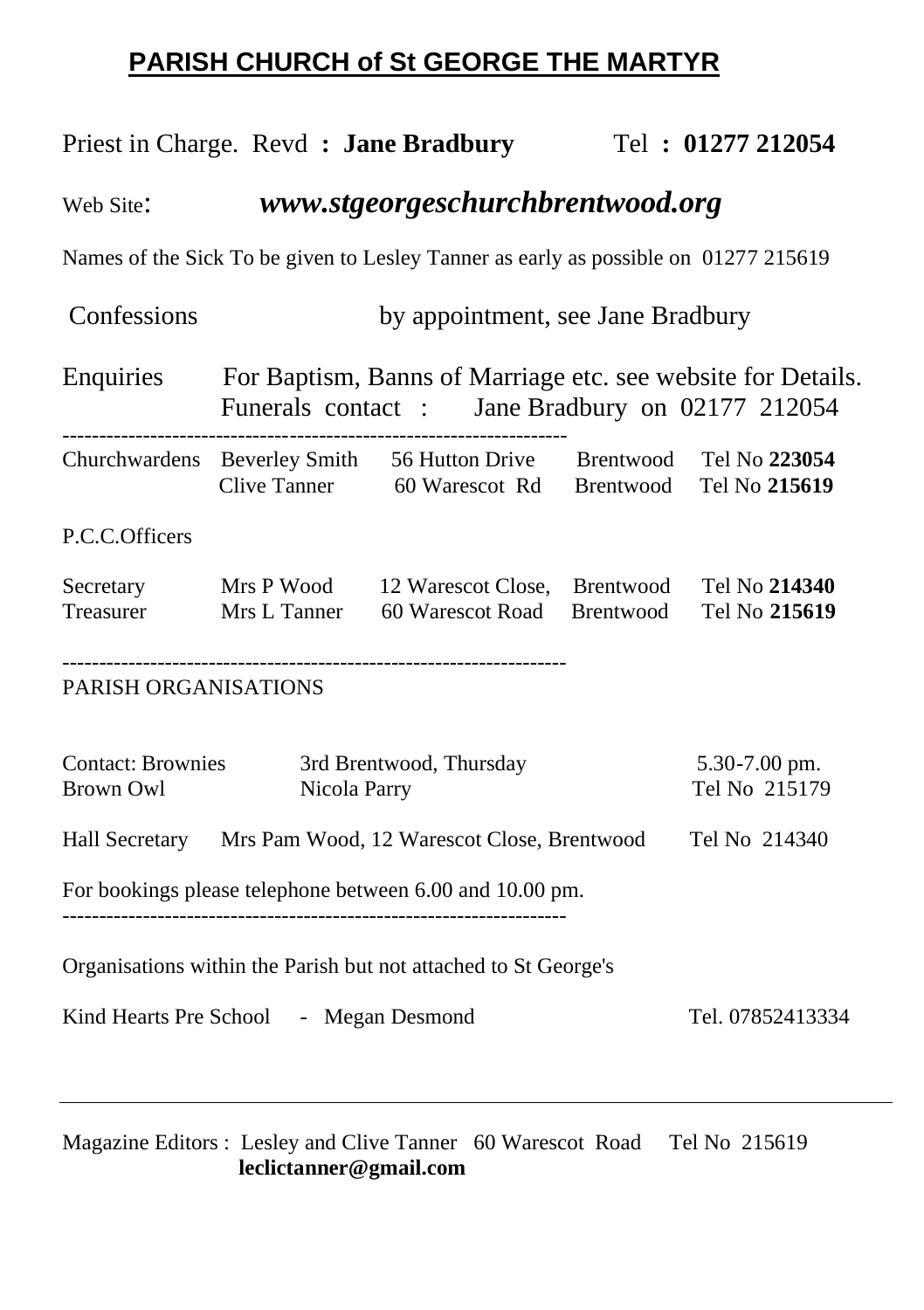# PARISH CHURCH of St GEORGE THE MARTYR

Priest in Charge. Revd **: Jane Bradbury** Tel **: 01277 212054**

Web Site: ***www.stgeorgeschurchbrentwood.org***

Names of the Sick To be given to Lesley Tanner as early as possible on 01277 215619

Confessions by appointment, see Jane Bradbury

Enquiries For Baptism, Banns of Marriage etc. see website for Details.
Funerals contact : Jane Bradbury on 02177 212054

---

| Churchwardens | Beverley Smith | 56 Hutton Drive | Brentwood | Tel No **223054** |
|---|---|---|---|---|
| | Clive Tanner | 60 Warescot Rd | Brentwood | Tel No **215619** |

P.C.C.Officers

| Secretary | Mrs P Wood | 12 Warescot Close, | Brentwood | Tel No **214340** |
|---|---|---|---|---|
| Treasurer | Mrs L Tanner | 60 Warescot Road | Brentwood | Tel No **215619** |

---

PARISH ORGANISATIONS

| Contact: Brownies | 3rd Brentwood, Thursday | 5.30-7.00 pm. |
|---|---|---|
| Brown Owl | Nicola Parry | Tel No 215179 |

Hall Secretary Mrs Pam Wood, 12 Warescot Close, Brentwood Tel No 214340

For bookings please telephone between 6.00 and 10.00 pm.

---

Organisations within the Parish but not attached to St George's

Kind Hearts Pre School - Megan Desmond Tel. 07852413334

---

Magazine Editors : Lesley and Clive Tanner 60 Warescot Road Tel No 215619
**leclictanner@gmail.com**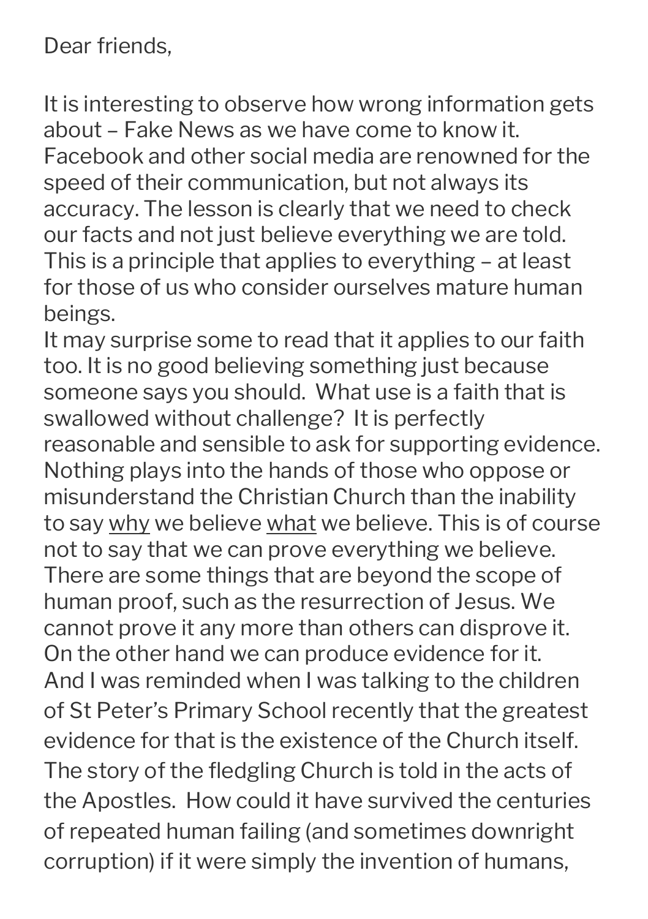Dear friends,

It is interesting to observe how wrong information gets about – Fake News as we have come to know it. Facebook and other social media are renowned for the speed of their communication, but not always its accuracy. The lesson is clearly that we need to check our facts and not just believe everything we are told. This is a principle that applies to everything – at least for those of us who consider ourselves mature human beings.

It may surprise some to read that it applies to our faith too. It is no good believing something just because someone says you should. What use is a faith that is swallowed without challenge? It is perfectly reasonable and sensible to ask for supporting evidence. Nothing plays into the hands of those who oppose or misunderstand the Christian Church than the inability to say <u>why</u> we believe <u>what</u> we believe. This is of course not to say that we can prove everything we believe. There are some things that are beyond the scope of human proof, such as the resurrection of Jesus. We cannot prove it any more than others can disprove it. On the other hand we can produce evidence for it. And I was reminded when I was talking to the children of St Peter's Primary School recently that the greatest evidence for that is the existence of the Church itself. The story of the fledgling Church is told in the acts of the Apostles. How could it have survived the centuries of repeated human failing (and sometimes downright corruption) if it were simply the invention of humans,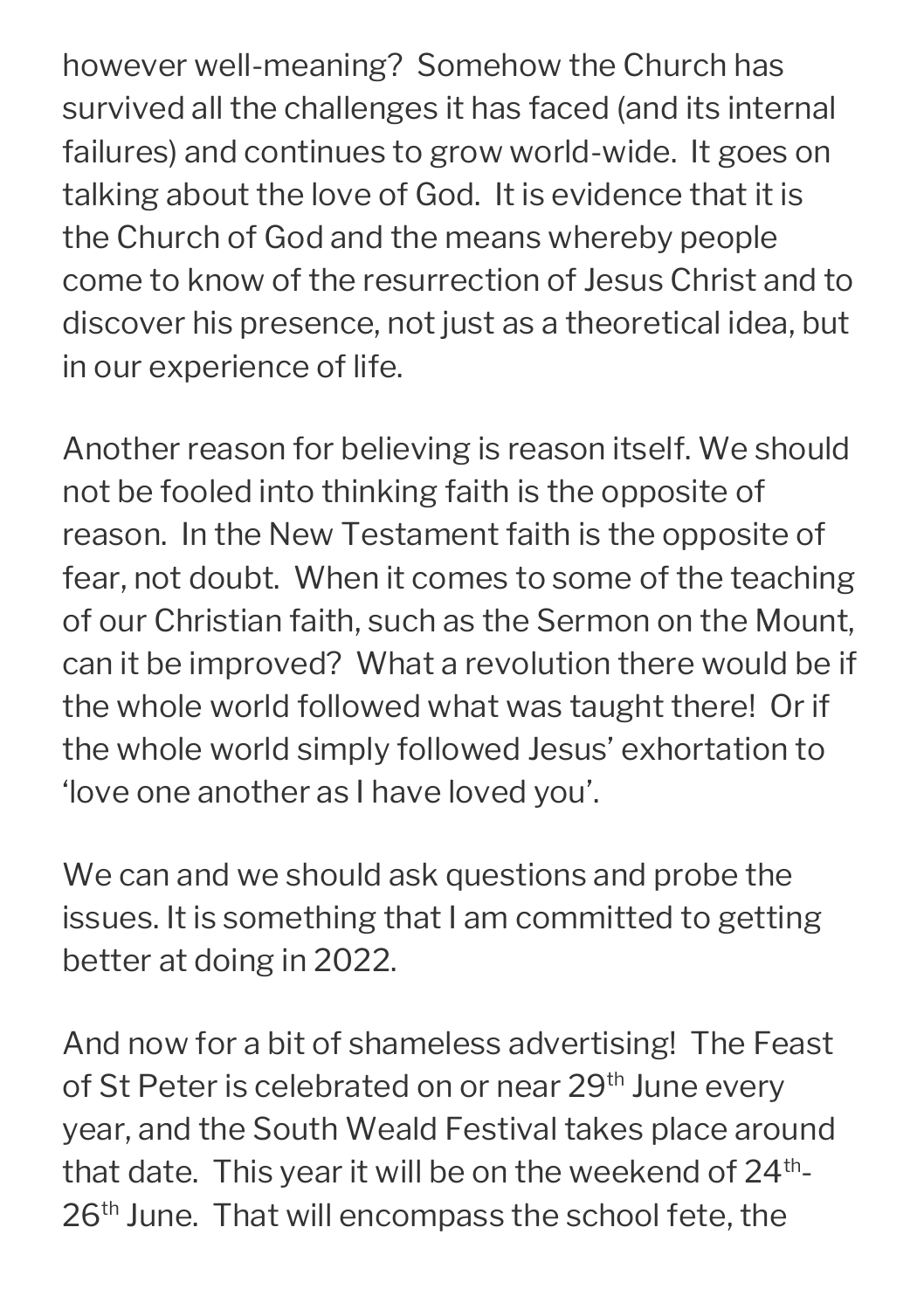however well-meaning? Somehow the Church has survived all the challenges it has faced (and its internal failures) and continues to grow world-wide. It goes on talking about the love of God. It is evidence that it is the Church of God and the means whereby people come to know of the resurrection of Jesus Christ and to discover his presence, not just as a theoretical idea, but in our experience of life.

Another reason for believing is reason itself. We should not be fooled into thinking faith is the opposite of reason. In the New Testament faith is the opposite of fear, not doubt. When it comes to some of the teaching of our Christian faith, such as the Sermon on the Mount, can it be improved? What a revolution there would be if the whole world followed what was taught there! Or if the whole world simply followed Jesus' exhortation to 'love one another as I have loved you'.

We can and we should ask questions and probe the issues. It is something that I am committed to getting better at doing in 2022.

And now for a bit of shameless advertising! The Feast of St Peter is celebrated on or near 29th June every year, and the South Weald Festival takes place around that date. This year it will be on the weekend of 24th-26th June. That will encompass the school fete, the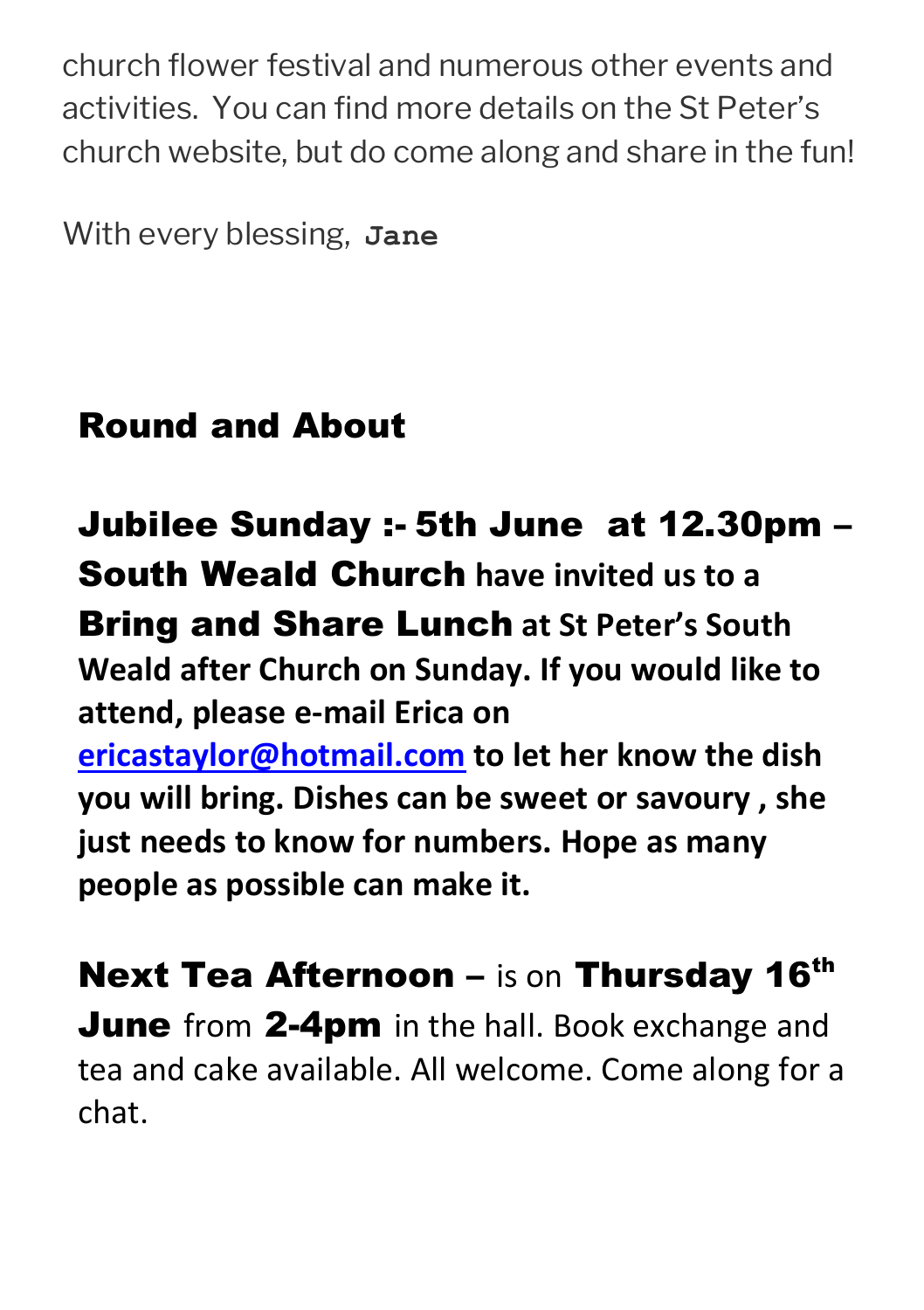church flower festival and numerous other events and activities. You can find more details on the St Peter's church website, but do come along and share in the fun!

With every blessing, **Jane**

## Round and About

**Jubilee Sunday :- 5th June at 12.30pm – South Weald Church have invited us to a Bring and Share Lunch at St Peter's South Weald after Church on Sunday. If you would like to attend, please e-mail Erica on [ericastaylor@hotmail.com](mailto:ericastaylor@hotmail.com) to let her know the dish you will bring. Dishes can be sweet or savoury , she just needs to know for numbers. Hope as many people as possible can make it.**

**Next Tea Afternoon –** is on **Thursday 16th June** from **2-4pm** in the hall. Book exchange and tea and cake available. All welcome. Come along for a chat.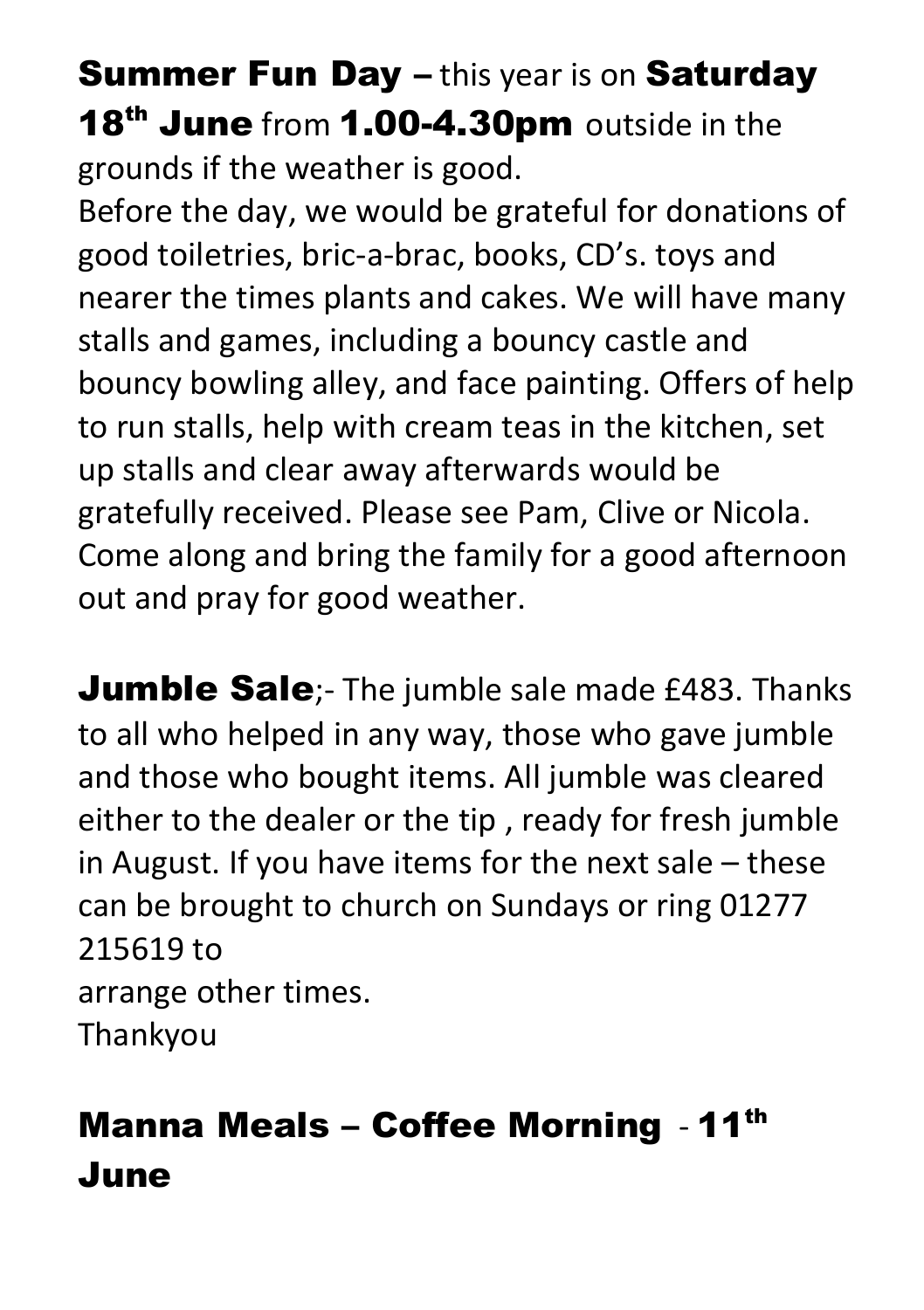**Summer Fun Day –** this year is on **Saturday 18th June** from **1.00-4.30pm** outside in the grounds if the weather is good.
Before the day, we would be grateful for donations of good toiletries, bric-a-brac, books, CD's. toys and nearer the times plants and cakes. We will have many stalls and games, including a bouncy castle and bouncy bowling alley, and face painting. Offers of help to run stalls, help with cream teas in the kitchen, set up stalls and clear away afterwards would be gratefully received. Please see Pam, Clive or Nicola. Come along and bring the family for a good afternoon out and pray for good weather.

**Jumble Sale**;- The jumble sale made £483. Thanks to all who helped in any way, those who gave jumble and those who bought items. All jumble was cleared either to the dealer or the tip , ready for fresh jumble in August. If you have items for the next sale – these can be brought to church on Sundays or ring 01277 215619 to
arrange other times.
Thankyou

## Manna Meals – Coffee Morning - 11th June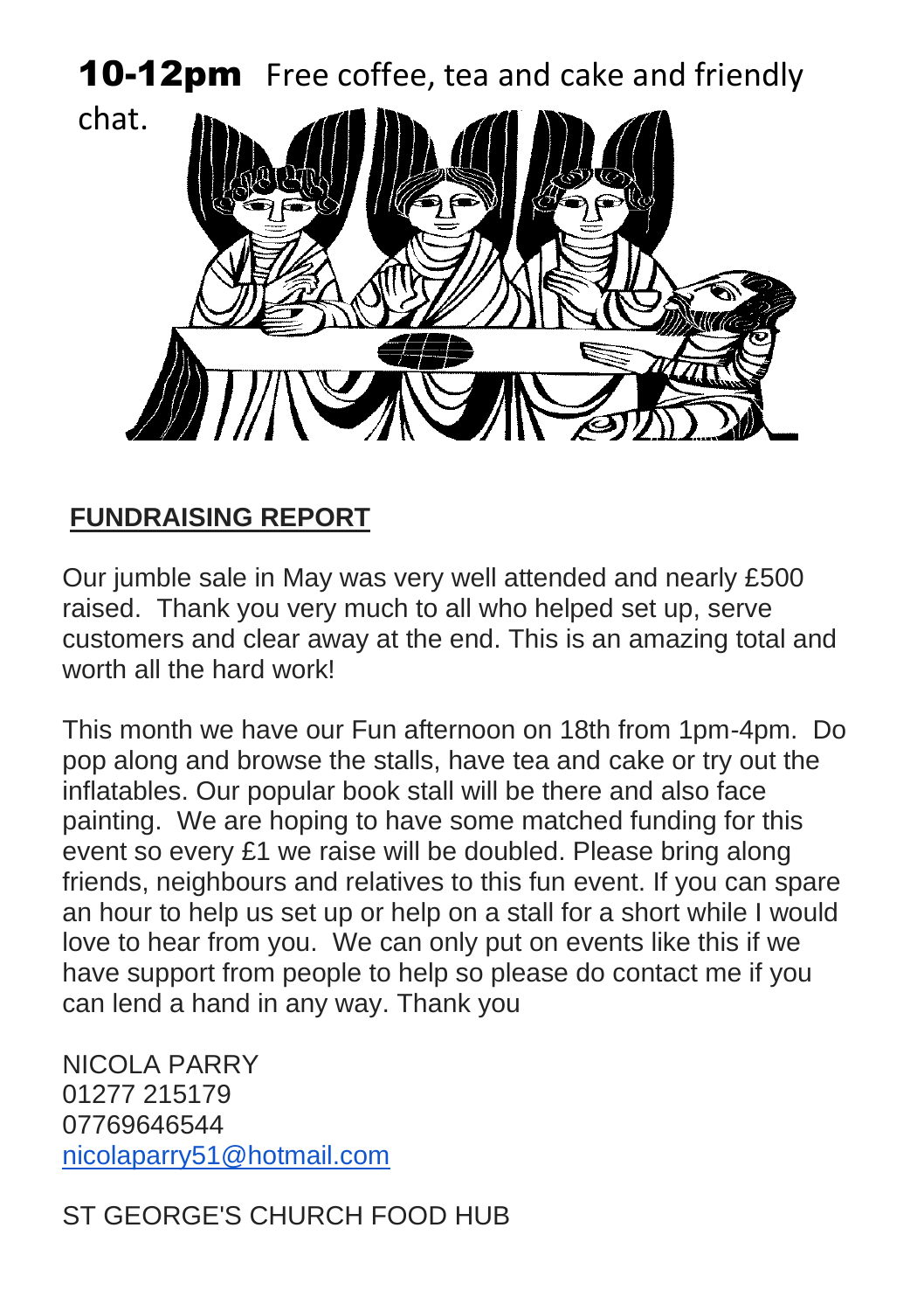**10-12pm** Free coffee, tea and cake and friendly chat.

## FUNDRAISING REPORT

Our jumble sale in May was very well attended and nearly £500 raised. Thank you very much to all who helped set up, serve customers and clear away at the end. This is an amazing total and worth all the hard work!

This month we have our Fun afternoon on 18th from 1pm-4pm. Do pop along and browse the stalls, have tea and cake or try out the inflatables. Our popular book stall will be there and also face painting. We are hoping to have some matched funding for this event so every £1 we raise will be doubled. Please bring along friends, neighbours and relatives to this fun event. If you can spare an hour to help us set up or help on a stall for a short while I would love to hear from you. We can only put on events like this if we have support from people to help so please do contact me if you can lend a hand in any way. Thank you

NICOLA PARRY
01277 215179
07769646544
nicolaparry51@hotmail.com

ST GEORGE'S CHURCH FOOD HUB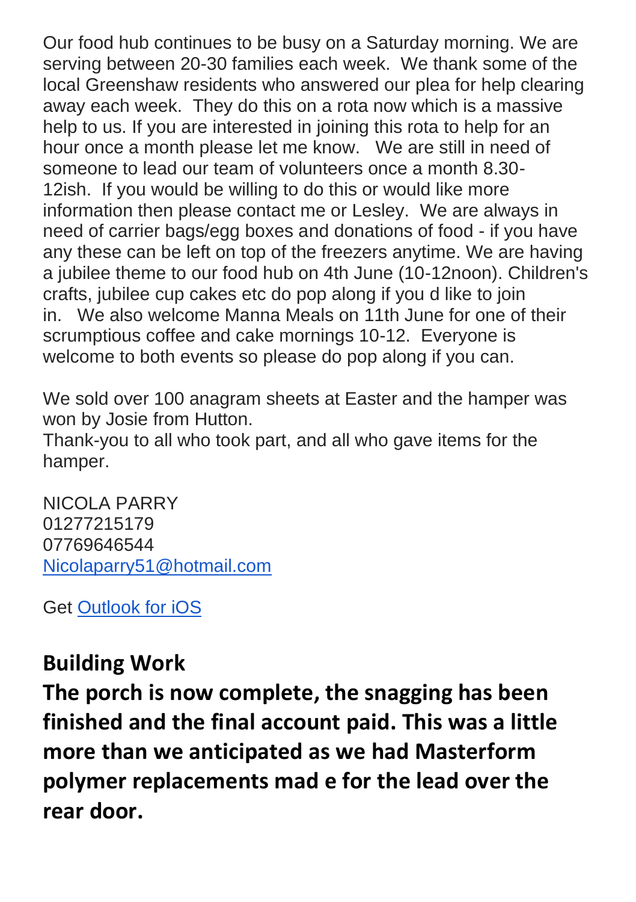Our food hub continues to be busy on a Saturday morning. We are serving between 20-30 families each week. We thank some of the local Greenshaw residents who answered our plea for help clearing away each week. They do this on a rota now which is a massive help to us. If you are interested in joining this rota to help for an hour once a month please let me know. We are still in need of someone to lead our team of volunteers once a month 8.30-12ish. If you would be willing to do this or would like more information then please contact me or Lesley. We are always in need of carrier bags/egg boxes and donations of food - if you have any these can be left on top of the freezers anytime. We are having a jubilee theme to our food hub on 4th June (10-12noon). Children's crafts, jubilee cup cakes etc do pop along if you d like to join in. We also welcome Manna Meals on 11th June for one of their scrumptious coffee and cake mornings 10-12. Everyone is welcome to both events so please do pop along if you can.

We sold over 100 anagram sheets at Easter and the hamper was won by Josie from Hutton.
Thank-you to all who took part, and all who gave items for the hamper.

NICOLA PARRY
01277215179
07769646544
Nicolaparry51@hotmail.com

Get Outlook for iOS

## Building Work

**The porch is now complete, the snagging has been finished and the final account paid. This was a little more than we anticipated as we had Masterform polymer replacements mad e for the lead over the rear door.**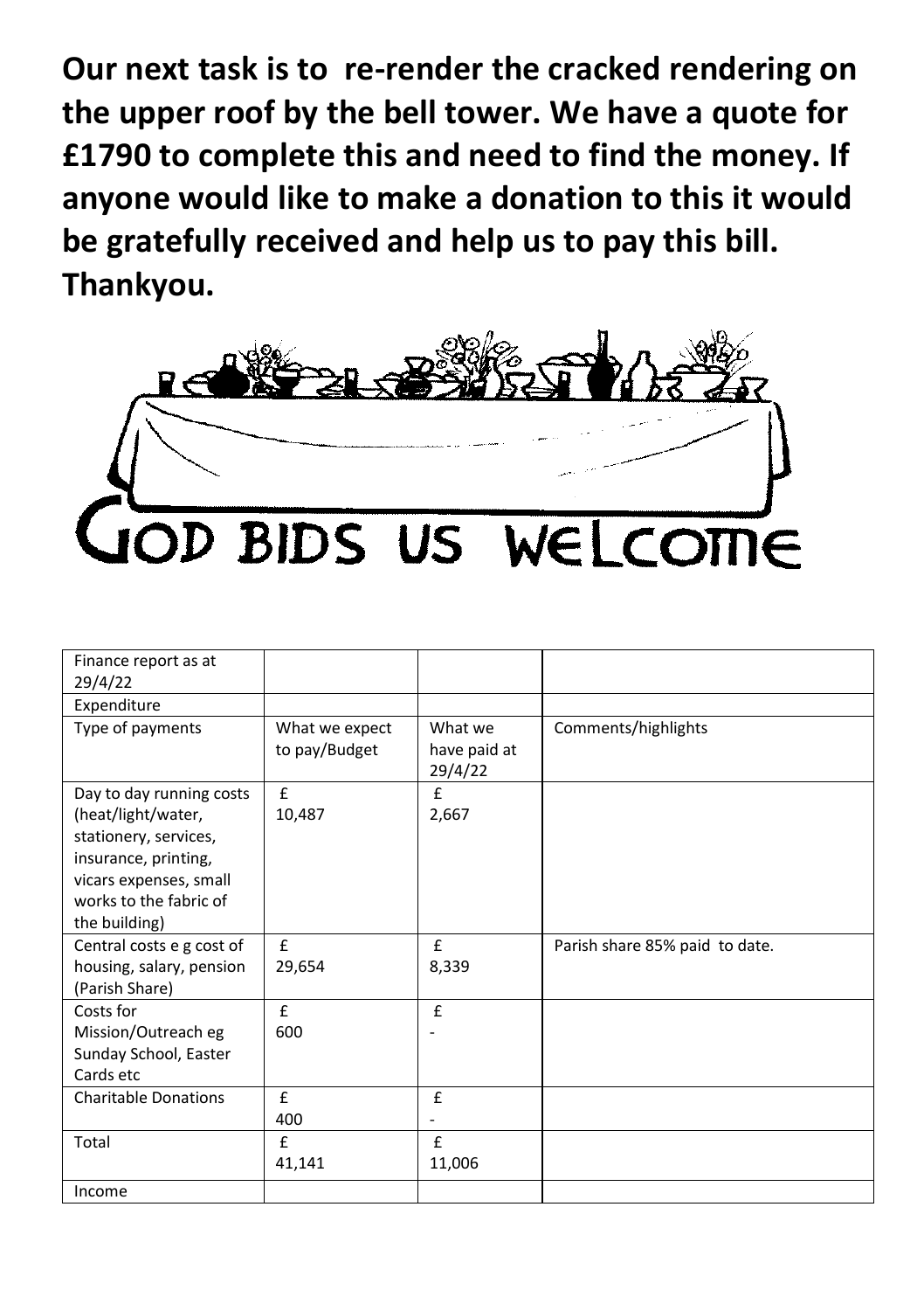**Our next task is to re-render the cracked rendering on the upper roof by the bell tower. We have a quote for £1790 to complete this and need to find the money. If anyone would like to make a donation to this it would be gratefully received and help us to pay this bill. Thankyou.**

GOD BIDS US WELCOME

| Finance report as at 29/4/22 | | | |
|---|---|---|---|
| Expenditure | | | |
| Type of payments | What we expect to pay/Budget | What we have paid at 29/4/22 | Comments/highlights |
| Day to day running costs (heat/light/water, stationery, services, insurance, printing, vicars expenses, small works to the fabric of the building) | £ 10,487 | £ 2,667 | |
| Central costs e g cost of housing, salary, pension (Parish Share) | £ 29,654 | £ 8,339 | Parish share 85% paid to date. |
| Costs for Mission/Outreach eg Sunday School, Easter Cards etc | £ 600 | £ - | |
| Charitable Donations | £ 400 | £ - | |
| Total | £ 41,141 | £ 11,006 | |
| Income | | | |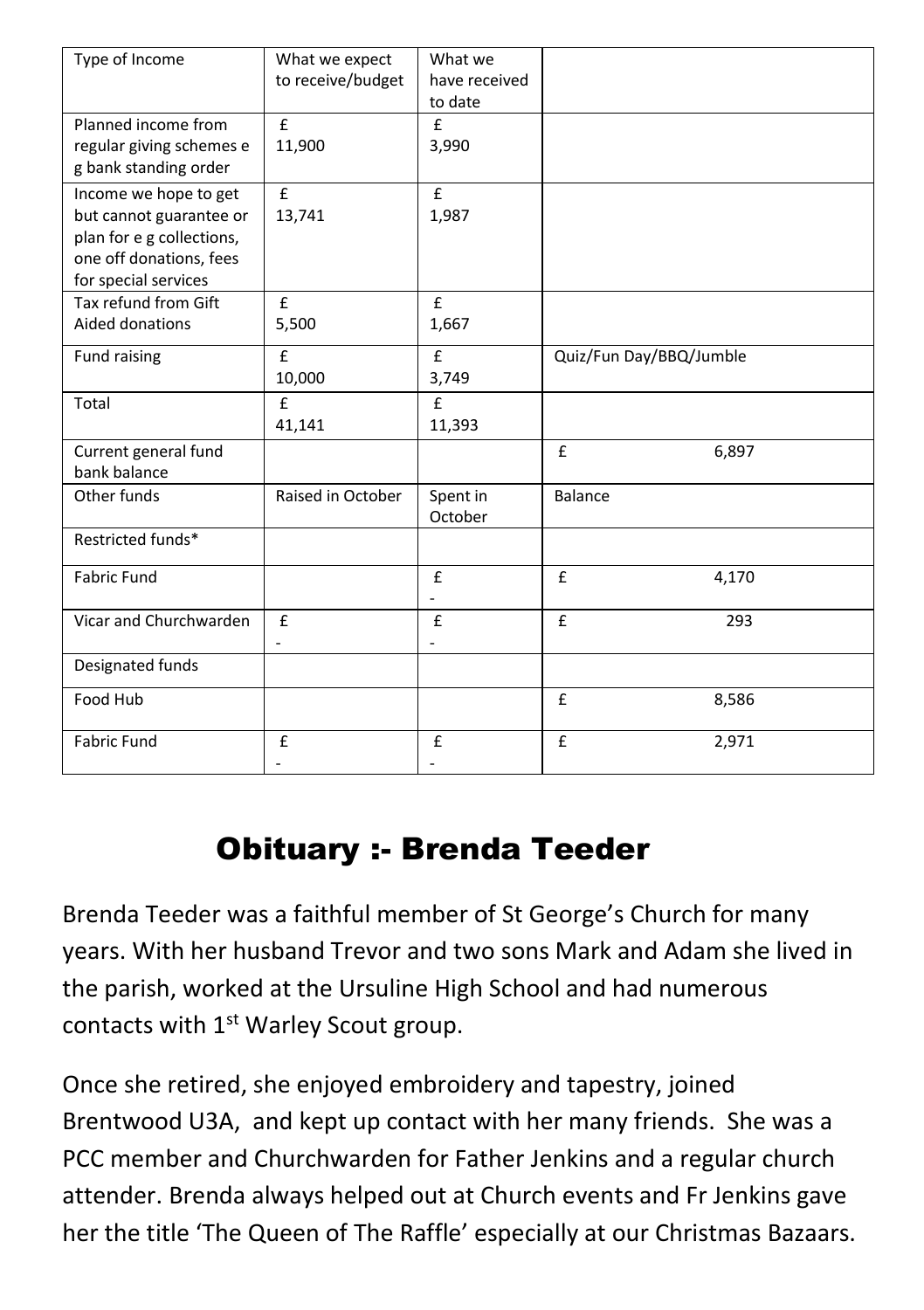| Type of Income | What we expect to receive/budget | What we have received to date | |
|---|---|---|---|
| Planned income from regular giving schemes e g bank standing order | £ 11,900 | £ 3,990 | |
| Income we hope to get but cannot guarantee or plan for e g collections, one off donations, fees for special services | £ 13,741 | £ 1,987 | |
| Tax refund from Gift Aided donations | £ 5,500 | £ 1,667 | |
| Fund raising | £ 10,000 | £ 3,749 | Quiz/Fun Day/BBQ/Jumble |
| Total | £ 41,141 | £ 11,393 | |
| Current general fund bank balance | | | £ 6,897 |
| Other funds | Raised in October | Spent in October | Balance |
| Restricted funds* | | | |
| Fabric Fund | | £ - | £ 4,170 |
| Vicar and Churchwarden | £ - | £ - | £ 293 |
| Designated funds | | | |
| Food Hub | | | £ 8,586 |
| Fabric Fund | £ - | £ - | £ 2,971 |

# Obituary :- Brenda Teeder

Brenda Teeder was a faithful member of St George's Church for many years. With her husband Trevor and two sons Mark and Adam she lived in the parish, worked at the Ursuline High School and had numerous contacts with 1st Warley Scout group.

Once she retired, she enjoyed embroidery and tapestry, joined Brentwood U3A, and kept up contact with her many friends. She was a PCC member and Churchwarden for Father Jenkins and a regular church attender. Brenda always helped out at Church events and Fr Jenkins gave her the title 'The Queen of The Raffle' especially at our Christmas Bazaars.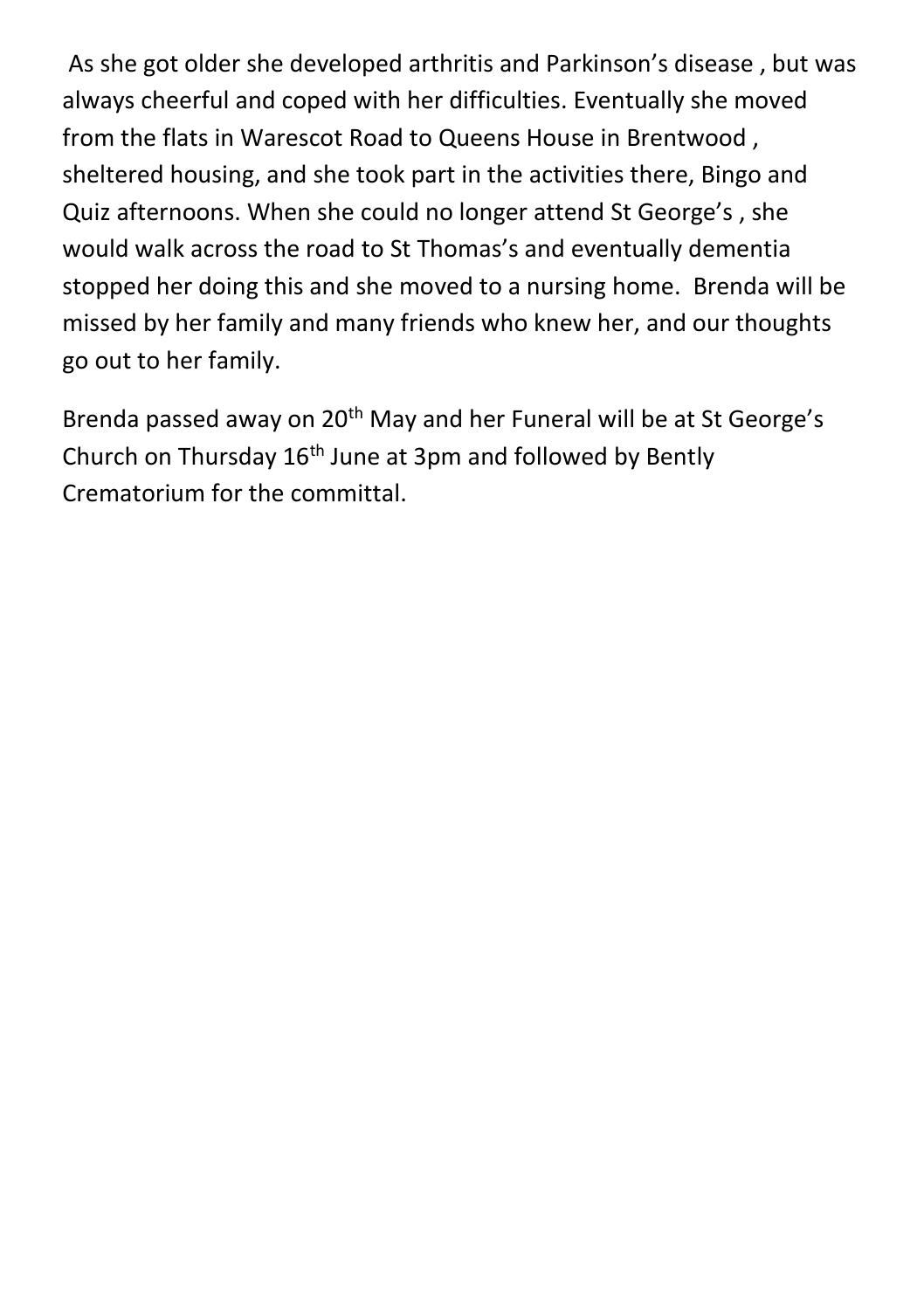As she got older she developed arthritis and Parkinson's disease , but was always cheerful and coped with her difficulties. Eventually she moved from the flats in Warescot Road to Queens House in Brentwood , sheltered housing, and she took part in the activities there, Bingo and Quiz afternoons. When she could no longer attend St George's , she would walk across the road to St Thomas's and eventually dementia stopped her doing this and she moved to a nursing home. Brenda will be missed by her family and many friends who knew her, and our thoughts go out to her family.

Brenda passed away on 20th May and her Funeral will be at St George's Church on Thursday 16th June at 3pm and followed by Bently Crematorium for the committal.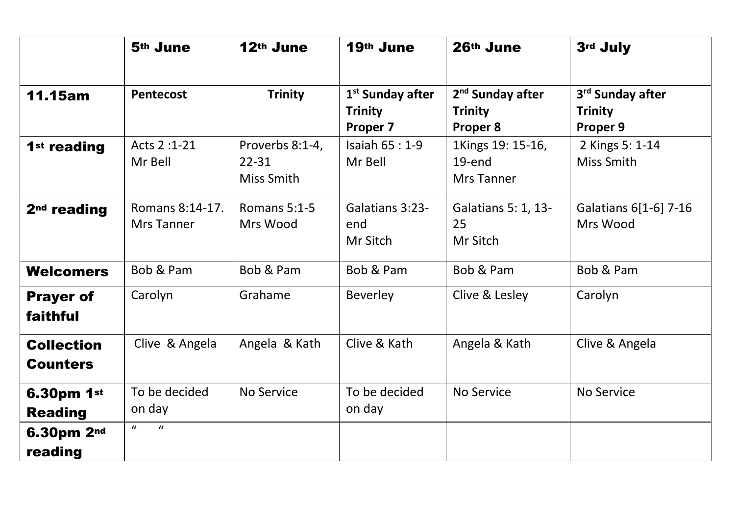| | 5th June | 12th June | 19th June | 26th June | 3rd July |
|---|---|---|---|---|---|
| **11.15am** | **Pentecost** | **Trinity** | **1st Sunday after Trinity Proper 7** | **2nd Sunday after Trinity Proper 8** | **3rd Sunday after Trinity Proper 9** |
| **1st reading** | Acts 2 :1-21 Mr Bell | Proverbs 8:1-4, 22-31 Miss Smith | Isaiah 65 : 1-9 Mr Bell | 1Kings 19: 15-16, 19-end Mrs Tanner | 2 Kings 5: 1-14 Miss Smith |
| **2nd reading** | Romans 8:14-17. Mrs Tanner | Romans 5:1-5 Mrs Wood | Galatians 3:23-end Mr Sitch | Galatians 5: 1, 13-25 Mr Sitch | Galatians 6[1-6] 7-16 Mrs Wood |
| **Welcomers** | Bob & Pam | Bob & Pam | Bob & Pam | Bob & Pam | Bob & Pam |
| **Prayer of faithful** | Carolyn | Grahame | Beverley | Clive & Lesley | Carolyn |
| **Collection Counters** | Clive & Angela | Angela & Kath | Clive & Kath | Angela & Kath | Clive & Angela |
| **6.30pm 1st Reading** | To be decided on day | No Service | To be decided on day | No Service | No Service |
| **6.30pm 2nd reading** | " " | | | | |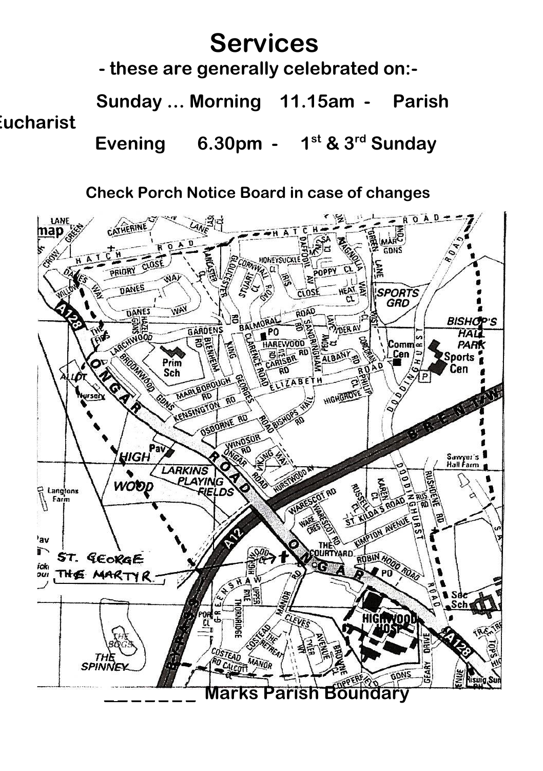# Services

**- these are generally celebrated on:-**

**Sunday … Morning 11.15am - Parish Eucharist**

**Evening 6.30pm - 1st & 3rd Sunday**

**Check Porch Notice Board in case of changes**

**_ _ _ _ _ _ _ Marks Parish Boundary**